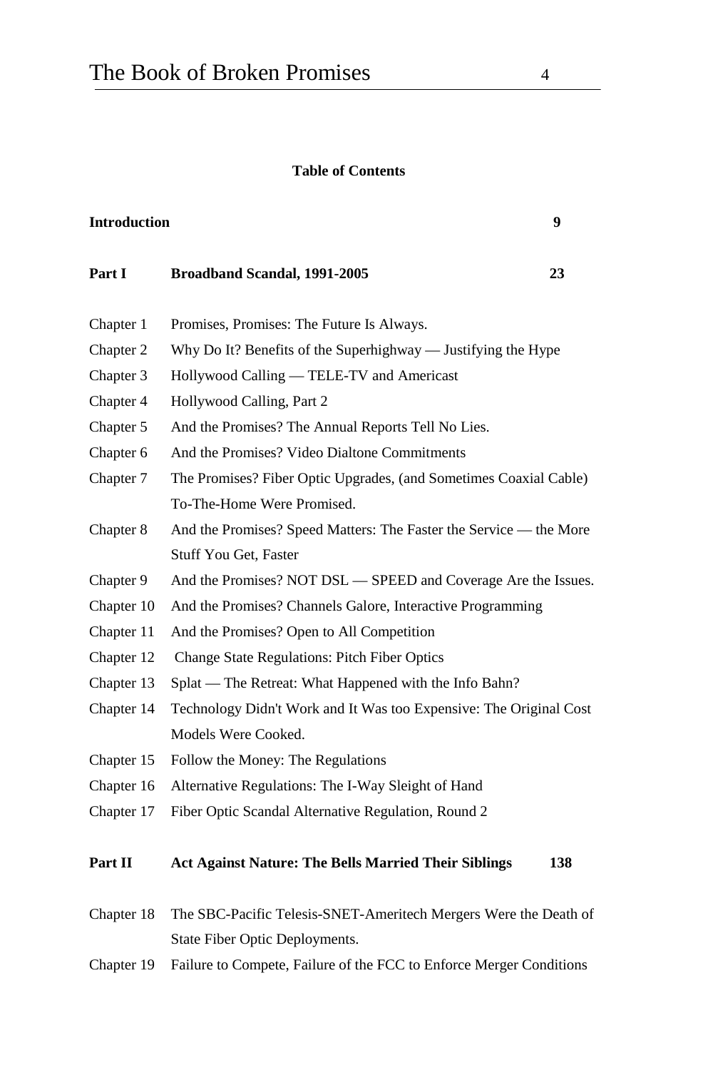**Table of Contents**

| | | |
|---|---|---|
| **Introduction** | | **9** |
| **Part I** | **Broadband Scandal, 1991-2005** | **23** |
| Chapter 1 | Promises, Promises: The Future Is Always. | |
| Chapter 2 | Why Do It? Benefits of the Superhighway — Justifying the Hype | |
| Chapter 3 | Hollywood Calling — TELE-TV and Americast | |
| Chapter 4 | Hollywood Calling, Part 2 | |
| Chapter 5 | And the Promises? The Annual Reports Tell No Lies. | |
| Chapter 6 | And the Promises? Video Dialtone Commitments | |
| Chapter 7 | The Promises? Fiber Optic Upgrades, (and Sometimes Coaxial Cable) To-The-Home Were Promised. | |
| Chapter 8 | And the Promises? Speed Matters: The Faster the Service — the More Stuff You Get, Faster | |
| Chapter 9 | And the Promises? NOT DSL — SPEED and Coverage Are the Issues. | |
| Chapter 10 | And the Promises? Channels Galore, Interactive Programming | |
| Chapter 11 | And the Promises? Open to All Competition | |
| Chapter 12 | Change State Regulations: Pitch Fiber Optics | |
| Chapter 13 | Splat — The Retreat: What Happened with the Info Bahn? | |
| Chapter 14 | Technology Didn't Work and It Was too Expensive: The Original Cost Models Were Cooked. | |
| Chapter 15 | Follow the Money: The Regulations | |
| Chapter 16 | Alternative Regulations: The I-Way Sleight of Hand | |
| Chapter 17 | Fiber Optic Scandal Alternative Regulation, Round 2 | |
| **Part II** | **Act Against Nature: The Bells Married Their Siblings** | **138** |
| Chapter 18 | The SBC-Pacific Telesis-SNET-Ameritech Mergers Were the Death of State Fiber Optic Deployments. | |
| Chapter 19 | Failure to Compete, Failure of the FCC to Enforce Merger Conditions | |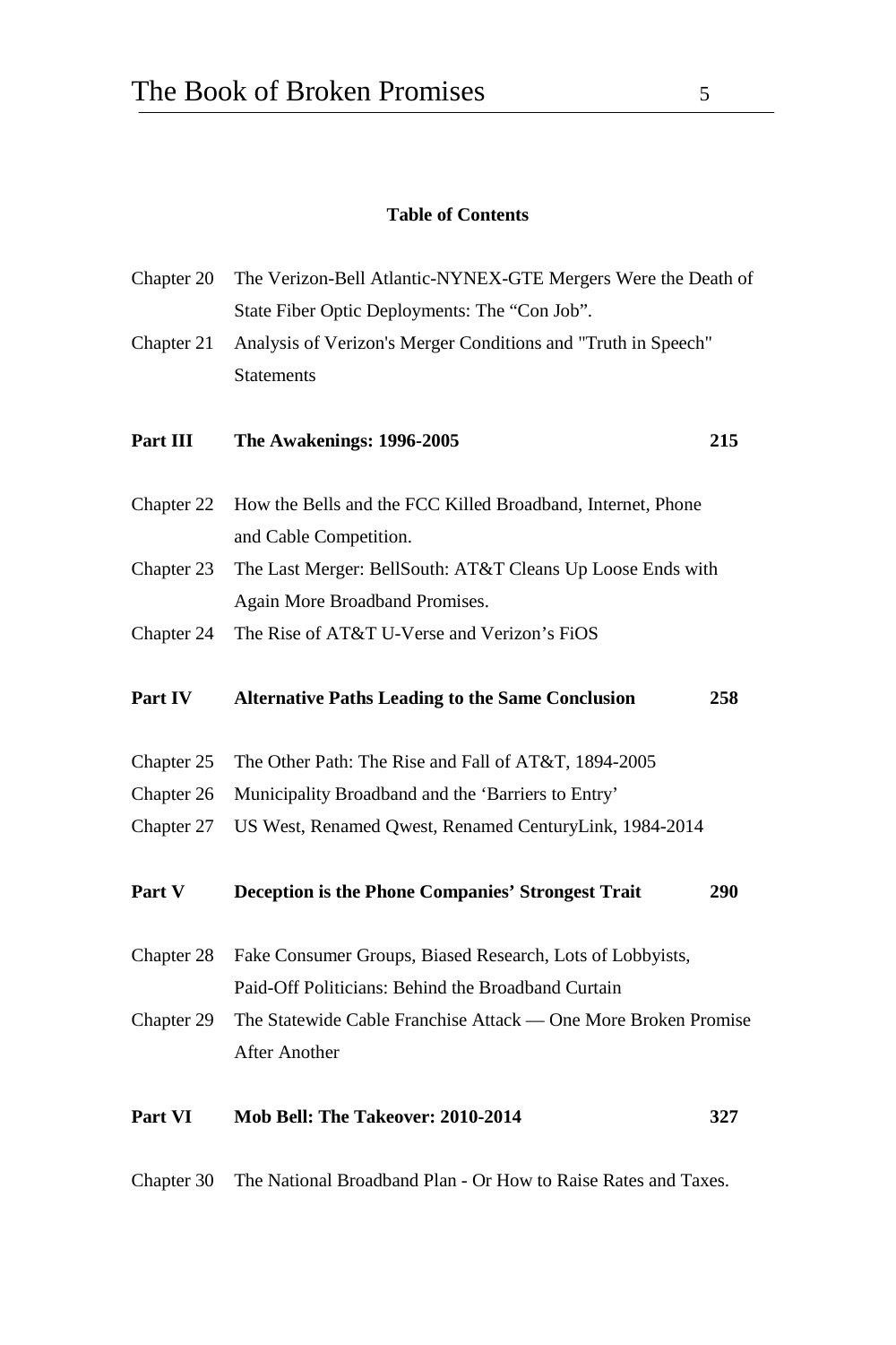**Table of Contents**

| | | |
|---|---|---|
| Chapter 20 | The Verizon-Bell Atlantic-NYNEX-GTE Mergers Were the Death of State Fiber Optic Deployments: The "Con Job". | |
| Chapter 21 | Analysis of Verizon's Merger Conditions and "Truth in Speech" Statements | |
| **Part III** | **The Awakenings: 1996-2005** | **215** |
| Chapter 22 | How the Bells and the FCC Killed Broadband, Internet, Phone and Cable Competition. | |
| Chapter 23 | The Last Merger: BellSouth: AT&T Cleans Up Loose Ends with Again More Broadband Promises. | |
| Chapter 24 | The Rise of AT&T U-Verse and Verizon's FiOS | |
| **Part IV** | **Alternative Paths Leading to the Same Conclusion** | **258** |
| Chapter 25 | The Other Path: The Rise and Fall of AT&T, 1894-2005 | |
| Chapter 26 | Municipality Broadband and the 'Barriers to Entry' | |
| Chapter 27 | US West, Renamed Qwest, Renamed CenturyLink, 1984-2014 | |
| **Part V** | **Deception is the Phone Companies' Strongest Trait** | **290** |
| Chapter 28 | Fake Consumer Groups, Biased Research, Lots of Lobbyists, Paid-Off Politicians: Behind the Broadband Curtain | |
| Chapter 29 | The Statewide Cable Franchise Attack — One More Broken Promise After Another | |
| **Part VI** | **Mob Bell: The Takeover: 2010-2014** | **327** |
| Chapter 30 | The National Broadband Plan - Or How to Raise Rates and Taxes. | |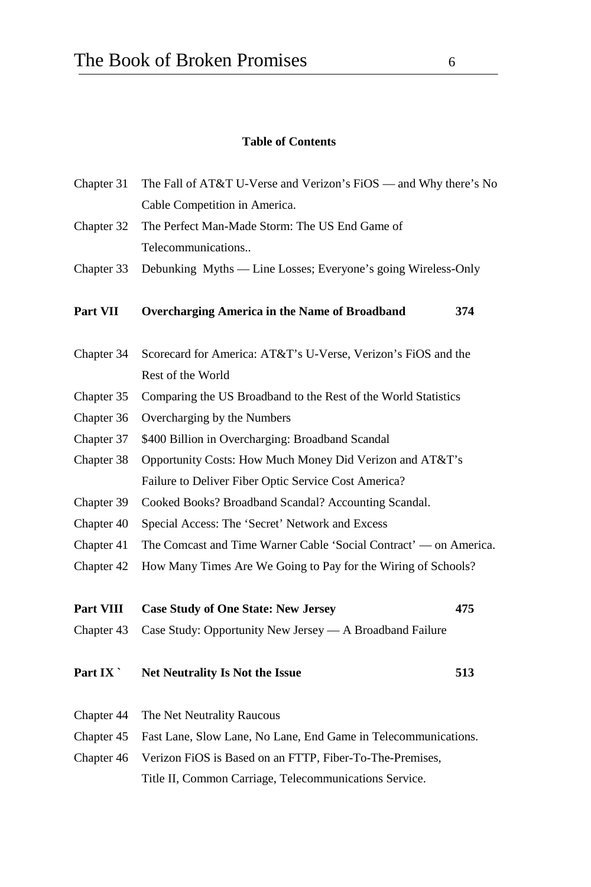**Table of Contents**

| | | |
|---|---|---|
| Chapter 31 | The Fall of AT&T U-Verse and Verizon's FiOS — and Why there's No Cable Competition in America. | |
| Chapter 32 | The Perfect Man-Made Storm: The US End Game of Telecommunications.. | |
| Chapter 33 | Debunking Myths — Line Losses; Everyone's going Wireless-Only | |
| **Part VII** | **Overcharging America in the Name of Broadband** | **374** |
| Chapter 34 | Scorecard for America: AT&T's U-Verse, Verizon's FiOS and the Rest of the World | |
| Chapter 35 | Comparing the US Broadband to the Rest of the World Statistics | |
| Chapter 36 | Overcharging by the Numbers | |
| Chapter 37 | $400 Billion in Overcharging: Broadband Scandal | |
| Chapter 38 | Opportunity Costs: How Much Money Did Verizon and AT&T's Failure to Deliver Fiber Optic Service Cost America? | |
| Chapter 39 | Cooked Books? Broadband Scandal? Accounting Scandal. | |
| Chapter 40 | Special Access: The 'Secret' Network and Excess | |
| Chapter 41 | The Comcast and Time Warner Cable 'Social Contract' — on America. | |
| Chapter 42 | How Many Times Are We Going to Pay for the Wiring of Schools? | |
| **Part VIII** | **Case Study of One State: New Jersey** | **475** |
| Chapter 43 | Case Study: Opportunity New Jersey — A Broadband Failure | |
| **Part IX `** | **Net Neutrality Is Not the Issue** | **513** |
| Chapter 44 | The Net Neutrality Raucous | |
| Chapter 45 | Fast Lane, Slow Lane, No Lane, End Game in Telecommunications. | |
| Chapter 46 | Verizon FiOS is Based on an FTTP, Fiber-To-The-Premises, Title II, Common Carriage, Telecommunications Service. | |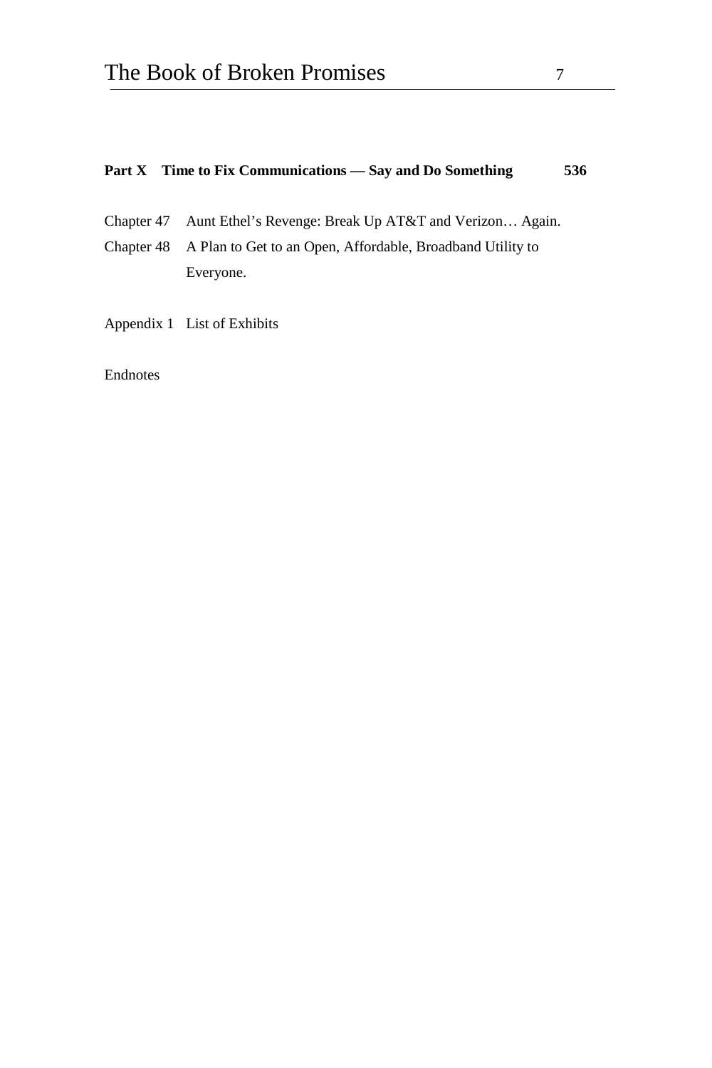**Part X Time to Fix Communications — Say and Do Something 536**

Chapter 47 Aunt Ethel's Revenge: Break Up AT&T and Verizon… Again.

Chapter 48 A Plan to Get to an Open, Affordable, Broadband Utility to Everyone.

Appendix 1 List of Exhibits

Endnotes